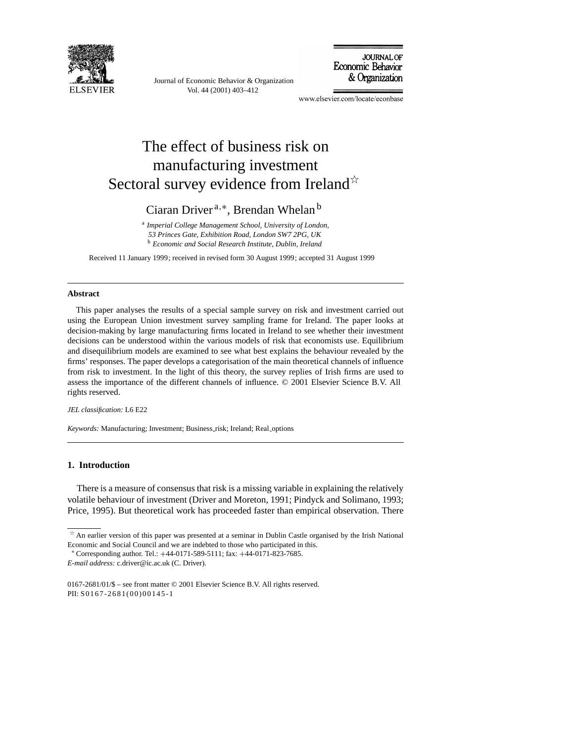# The effect of business risk on manufacturing investment Sectoral survey evidence from Ireland[☆]

Ciaran Driver[a,*], Brendan Whelan[b]

[a] *Imperial College Management School, University of London, 53 Princes Gate, Exhibition Road, London SW7 2PG, UK*
[b] *Economic and Social Research Institute, Dublin, Ireland*

Received 11 January 1999; received in revised form 30 August 1999; accepted 31 August 1999

---

## Abstract

This paper analyses the results of a special sample survey on risk and investment carried out using the European Union investment survey sampling frame for Ireland. The paper looks at decision-making by large manufacturing firms located in Ireland to see whether their investment decisions can be understood within the various models of risk that economists use. Equilibrium and disequilibrium models are examined to see what best explains the behaviour revealed by the firms' responses. The paper develops a categorisation of the main theoretical channels of influence from risk to investment. In the light of this theory, the survey replies of Irish firms are used to assess the importance of the different channels of influence. © 2001 Elsevier Science B.V. All rights reserved.

*JEL classification:* L6 E22

*Keywords:* Manufacturing; Investment; Business_risk; Ireland; Real_options

---

## 1. Introduction

There is a measure of consensus that risk is a missing variable in explaining the relatively volatile behaviour of investment (Driver and Moreton, 1991; Pindyck and Solimano, 1993; Price, 1995). But theoretical work has proceeded faster than empirical observation. There

---

[☆] An earlier version of this paper was presented at a seminar in Dublin Castle organised by the Irish National Economic and Social Council and we are indebted to those who participated in this.

[*] Corresponding author. Tel.: +44-0171-589-5111; fax: +44-0171-823-7685.
*E-mail address:* c.driver@ic.ac.uk (C. Driver).

0167-2681/01/$ – see front matter © 2001 Elsevier Science B.V. All rights reserved.
PII: S0167-2681(00)00145-1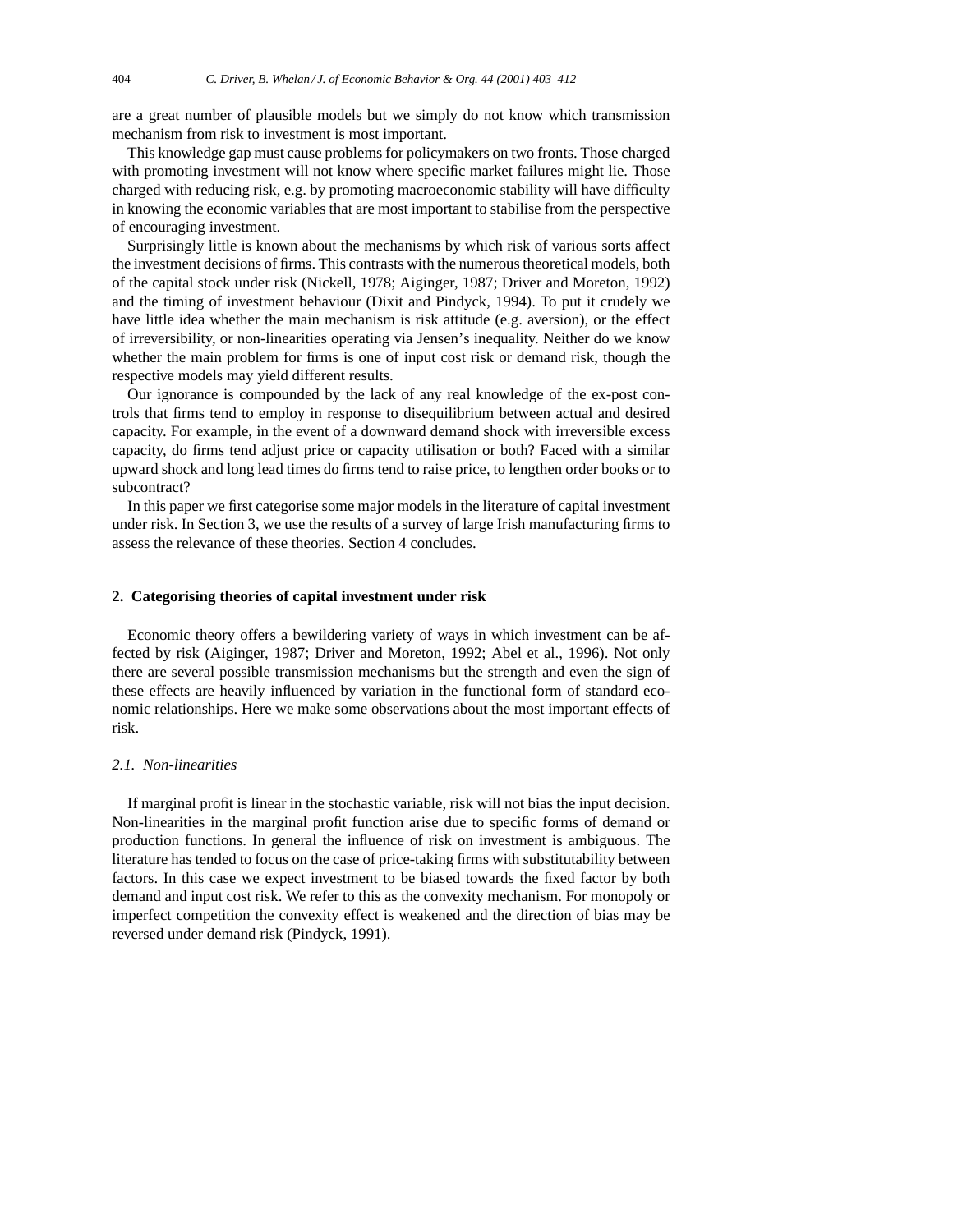are a great number of plausible models but we simply do not know which transmission mechanism from risk to investment is most important.

This knowledge gap must cause problems for policymakers on two fronts. Those charged with promoting investment will not know where specific market failures might lie. Those charged with reducing risk, e.g. by promoting macroeconomic stability will have difficulty in knowing the economic variables that are most important to stabilise from the perspective of encouraging investment.

Surprisingly little is known about the mechanisms by which risk of various sorts affect the investment decisions of firms. This contrasts with the numerous theoretical models, both of the capital stock under risk (Nickell, 1978; Aiginger, 1987; Driver and Moreton, 1992) and the timing of investment behaviour (Dixit and Pindyck, 1994). To put it crudely we have little idea whether the main mechanism is risk attitude (e.g. aversion), or the effect of irreversibility, or non-linearities operating via Jensen's inequality. Neither do we know whether the main problem for firms is one of input cost risk or demand risk, though the respective models may yield different results.

Our ignorance is compounded by the lack of any real knowledge of the ex-post controls that firms tend to employ in response to disequilibrium between actual and desired capacity. For example, in the event of a downward demand shock with irreversible excess capacity, do firms tend adjust price or capacity utilisation or both? Faced with a similar upward shock and long lead times do firms tend to raise price, to lengthen order books or to subcontract?

In this paper we first categorise some major models in the literature of capital investment under risk. In Section 3, we use the results of a survey of large Irish manufacturing firms to assess the relevance of these theories. Section 4 concludes.

## 2. Categorising theories of capital investment under risk

Economic theory offers a bewildering variety of ways in which investment can be affected by risk (Aiginger, 1987; Driver and Moreton, 1992; Abel et al., 1996). Not only there are several possible transmission mechanisms but the strength and even the sign of these effects are heavily influenced by variation in the functional form of standard economic relationships. Here we make some observations about the most important effects of risk.

### *2.1. Non-linearities*

If marginal profit is linear in the stochastic variable, risk will not bias the input decision. Non-linearities in the marginal profit function arise due to specific forms of demand or production functions. In general the influence of risk on investment is ambiguous. The literature has tended to focus on the case of price-taking firms with substitutability between factors. In this case we expect investment to be biased towards the fixed factor by both demand and input cost risk. We refer to this as the convexity mechanism. For monopoly or imperfect competition the convexity effect is weakened and the direction of bias may be reversed under demand risk (Pindyck, 1991).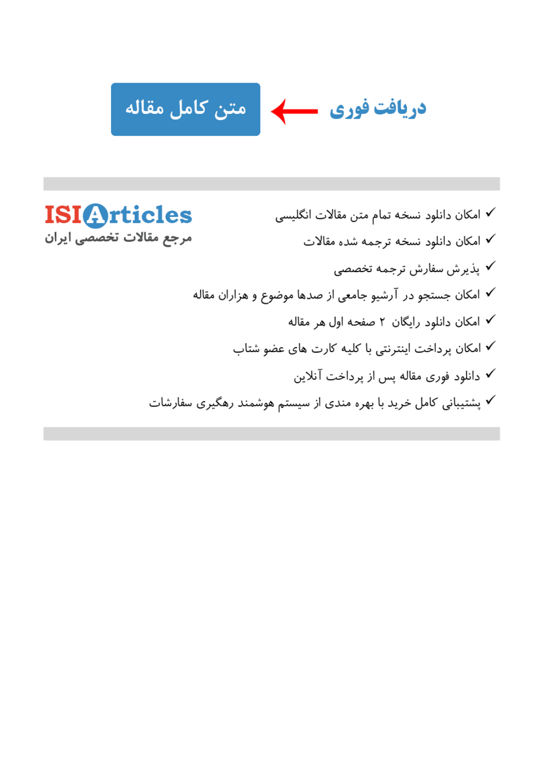دریافت فوری ← **متن کامل مقاله**

**ISIArticles**
مرجع مقالات تخصصی ایران

- ✓ امکان دانلود نسخه تمام متن مقالات انگلیسی
- ✓ امکان دانلود نسخه ترجمه شده مقالات
- ✓ پذیرش سفارش ترجمه تخصصی
- ✓ امکان جستجو در آرشیو جامعی از صدها موضوع و هزاران مقاله
- ✓ امکان دانلود رایگان ۲ صفحه اول هر مقاله
- ✓ امکان پرداخت اینترنتی با کلیه کارت های عضو شتاب
- ✓ دانلود فوری مقاله پس از پرداخت آنلاین
- ✓ پشتیبانی کامل خرید با بهره مندی از سیستم هوشمند رهگیری سفارشات